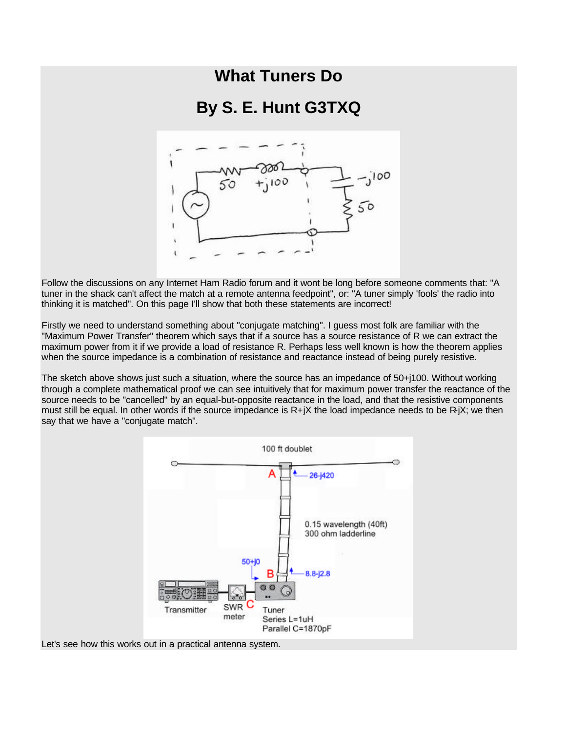# What Tuners Do

# By S. E. Hunt G3TXQ

Follow the discussions on any Internet Ham Radio forum and it wont be long before someone comments that: "A tuner in the shack can't affect the match at a remote antenna feedpoint", or: "A tuner simply 'fools' the radio into thinking it is matched". On this page I'll show that both these statements are incorrect!

Firstly we need to understand something about "conjugate matching". I guess most folk are familiar with the "Maximum Power Transfer" theorem which says that if a source has a source resistance of R we can extract the maximum power from it if we provide a load of resistance R. Perhaps less well known is how the theorem applies when the source impedance is a combination of resistance and reactance instead of being purely resistive.

The sketch above shows just such a situation, where the source has an impedance of 50+j100. Without working through a complete mathematical proof we can see intuitively that for maximum power transfer the reactance of the source needs to be "cancelled" by an equal-but-opposite reactance in the load, and that the resistive components must still be equal. In other words if the source impedance is R+jX the load impedance needs to be R-jX; we then say that we have a "conjugate match".

Let's see how this works out in a practical antenna system.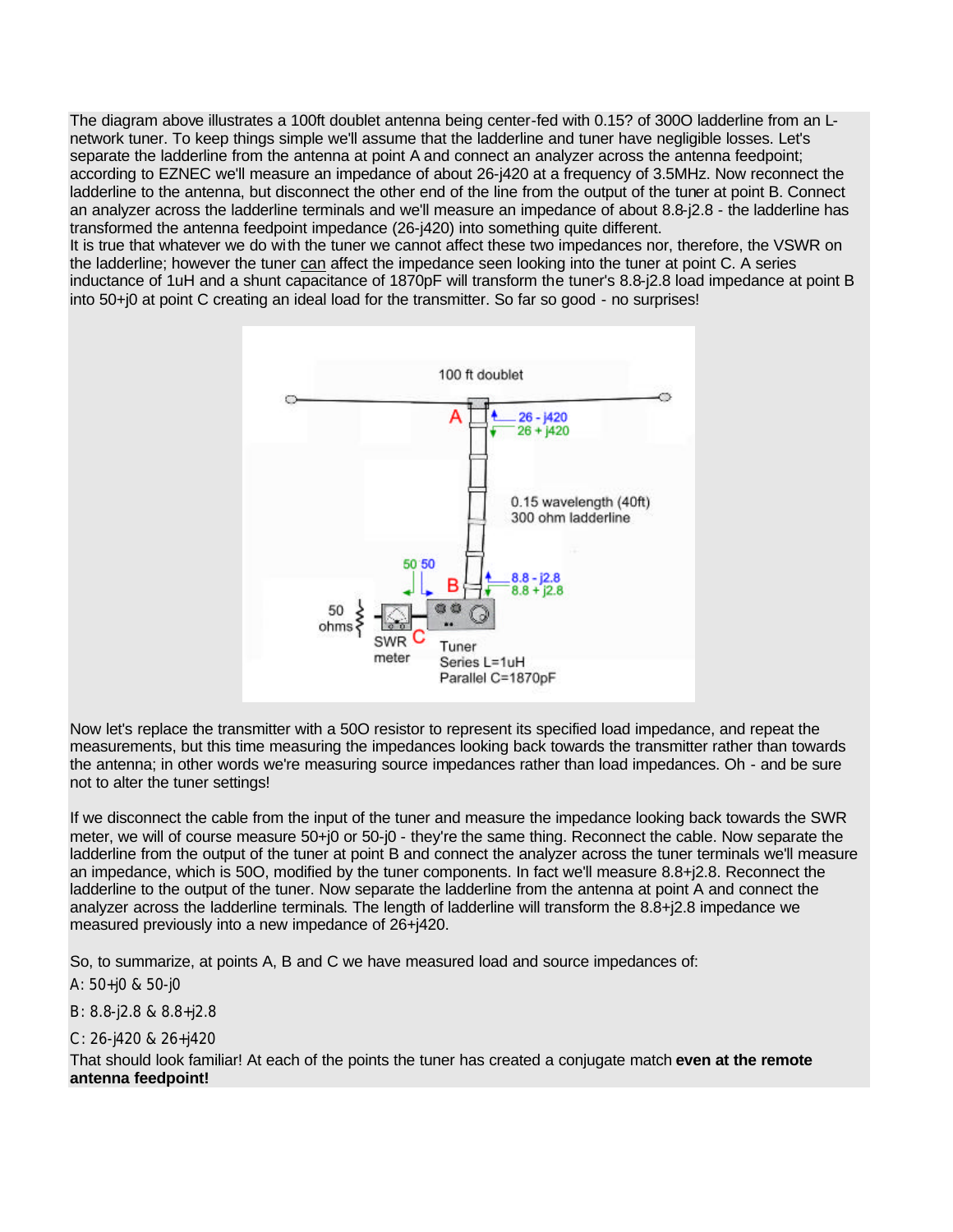The diagram above illustrates a 100ft doublet antenna being center-fed with 0.15? of 300O ladderline from an L-network tuner. To keep things simple we'll assume that the ladderline and tuner have negligible losses. Let's separate the ladderline from the antenna at point A and connect an analyzer across the antenna feedpoint; according to EZNEC we'll measure an impedance of about 26-j420 at a frequency of 3.5MHz. Now reconnect the ladderline to the antenna, but disconnect the other end of the line from the output of the tuner at point B. Connect an analyzer across the ladderline terminals and we'll measure an impedance of about 8.8-j2.8 - the ladderline has transformed the antenna feedpoint impedance (26-j420) into something quite different.

It is true that whatever we do with the tuner we cannot affect these two impedances nor, therefore, the VSWR on the ladderline; however the tuner can affect the impedance seen looking into the tuner at point C. A series inductance of 1uH and a shunt capacitance of 1870pF will transform the tuner's 8.8-j2.8 load impedance at point B into 50+j0 at point C creating an ideal load for the transmitter. So far so good - no surprises!

Now let's replace the transmitter with a 50O resistor to represent its specified load impedance, and repeat the measurements, but this time measuring the impedances looking back towards the transmitter rather than towards the antenna; in other words we're measuring source impedances rather than load impedances. Oh - and be sure not to alter the tuner settings!

If we disconnect the cable from the input of the tuner and measure the impedance looking back towards the SWR meter, we will of course measure 50+j0 or 50-j0 - they're the same thing. Reconnect the cable. Now separate the ladderline from the output of the tuner at point B and connect the analyzer across the tuner terminals we'll measure an impedance, which is 50O, modified by the tuner components. In fact we'll measure 8.8+j2.8. Reconnect the ladderline to the output of the tuner. Now separate the ladderline from the antenna at point A and connect the analyzer across the ladderline terminals. The length of ladderline will transform the 8.8+j2.8 impedance we measured previously into a new impedance of 26+j420.

So, to summarize, at points A, B and C we have measured load and source impedances of:

A: 50+j0 & 50-j0

B: 8.8-j2.8 & 8.8+j2.8

C: 26-j420 & 26+j420

That should look familiar! At each of the points the tuner has created a conjugate match **even at the remote antenna feedpoint!**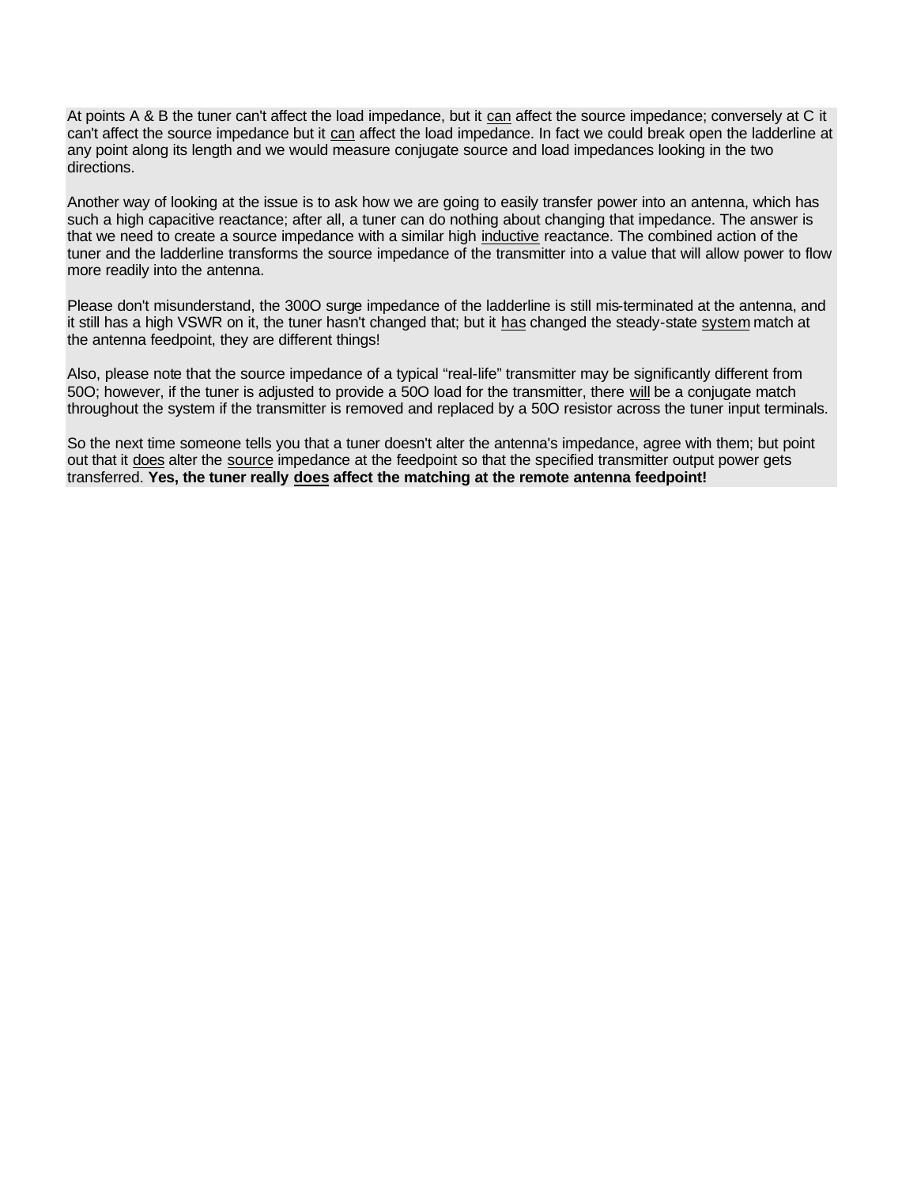At points A & B the tuner can't affect the load impedance, but it can affect the source impedance; conversely at C it can't affect the source impedance but it can affect the load impedance. In fact we could break open the ladderline at any point along its length and we would measure conjugate source and load impedances looking in the two directions.

Another way of looking at the issue is to ask how we are going to easily transfer power into an antenna, which has such a high capacitive reactance; after all, a tuner can do nothing about changing that impedance. The answer is that we need to create a source impedance with a similar high inductive reactance. The combined action of the tuner and the ladderline transforms the source impedance of the transmitter into a value that will allow power to flow more readily into the antenna.

Please don't misunderstand, the 300Ω surge impedance of the ladderline is still mis-terminated at the antenna, and it still has a high VSWR on it, the tuner hasn't changed that; but it has changed the steady-state system match at the antenna feedpoint, they are different things!

Also, please note that the source impedance of a typical "real-life" transmitter may be significantly different from 50Ω; however, if the tuner is adjusted to provide a 50Ω load for the transmitter, there will be a conjugate match throughout the system if the transmitter is removed and replaced by a 50Ω resistor across the tuner input terminals.

So the next time someone tells you that a tuner doesn't alter the antenna's impedance, agree with them; but point out that it does alter the source impedance at the feedpoint so that the specified transmitter output power gets transferred. **Yes, the tuner really does affect the matching at the remote antenna feedpoint!**